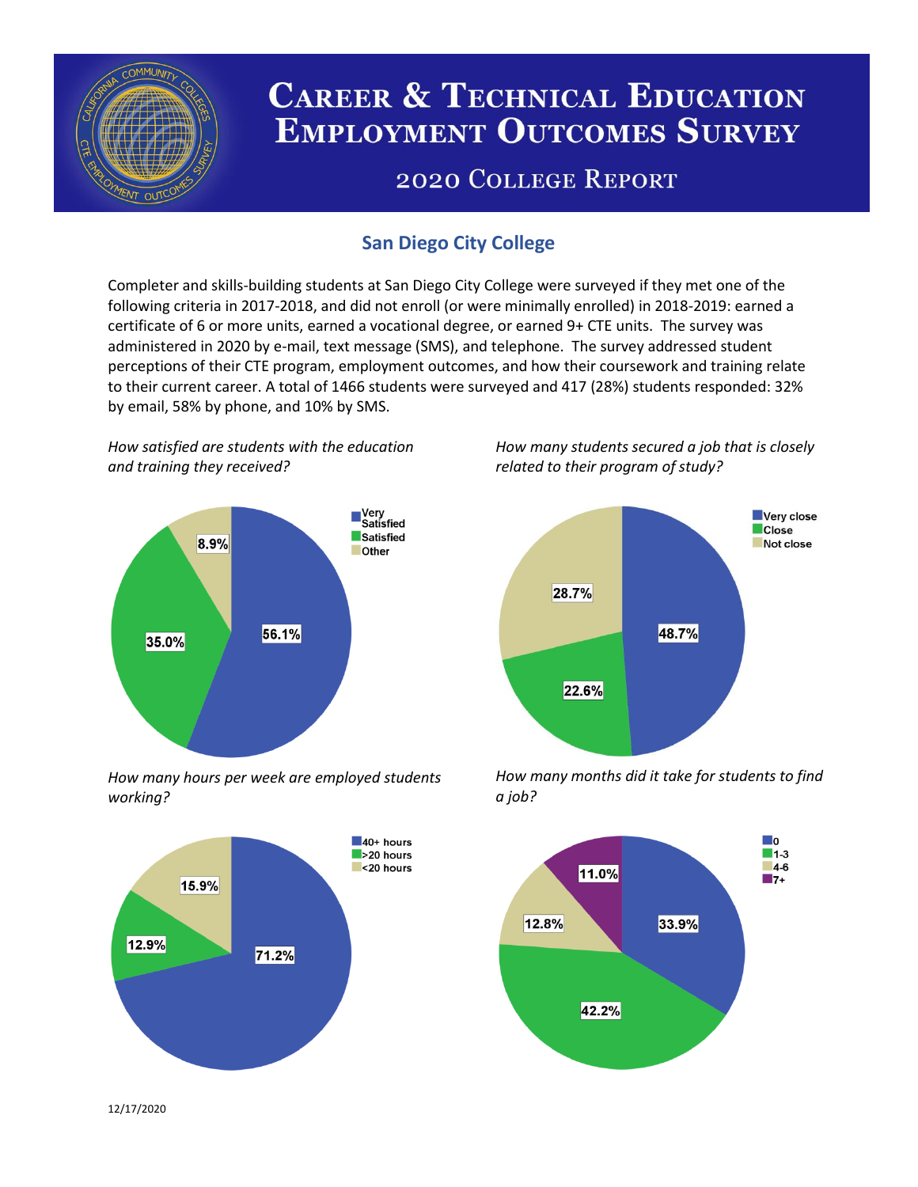# Career & Technical Education Employment Outcomes Survey

## 2020 College Report

### San Diego City College

Completer and skills-building students at San Diego City College were surveyed if they met one of the following criteria in 2017-2018, and did not enroll (or were minimally enrolled) in 2018-2019: earned a certificate of 6 or more units, earned a vocational degree, or earned 9+ CTE units. The survey was administered in 2020 by e-mail, text message (SMS), and telephone. The survey addressed student perceptions of their CTE program, employment outcomes, and how their coursework and training relate to their current career. A total of 1466 students were surveyed and 417 (28%) students responded: 32% by email, 58% by phone, and 10% by SMS.

*How satisfied are students with the education and training they received?*

| Response | Percent |
|---|---|
| Very Satisfied | 56.1% |
| Satisfied | 35.0% |
| Other | 8.9% |

*How many students secured a job that is closely related to their program of study?*

| Response | Percent |
|---|---|
| Very close | 48.7% |
| Close | 22.6% |
| Not close | 28.7% |

*How many hours per week are employed students working?*

| Response | Percent |
|---|---|
| 40+ hours | 71.2% |
| >20 hours | 12.9% |
| <20 hours | 15.9% |

*How many months did it take for students to find a job?*

| Response | Percent |
|---|---|
| 0 | 33.9% |
| 1-3 | 42.2% |
| 4-6 | 12.8% |
| 7+ | 11.0% |

12/17/2020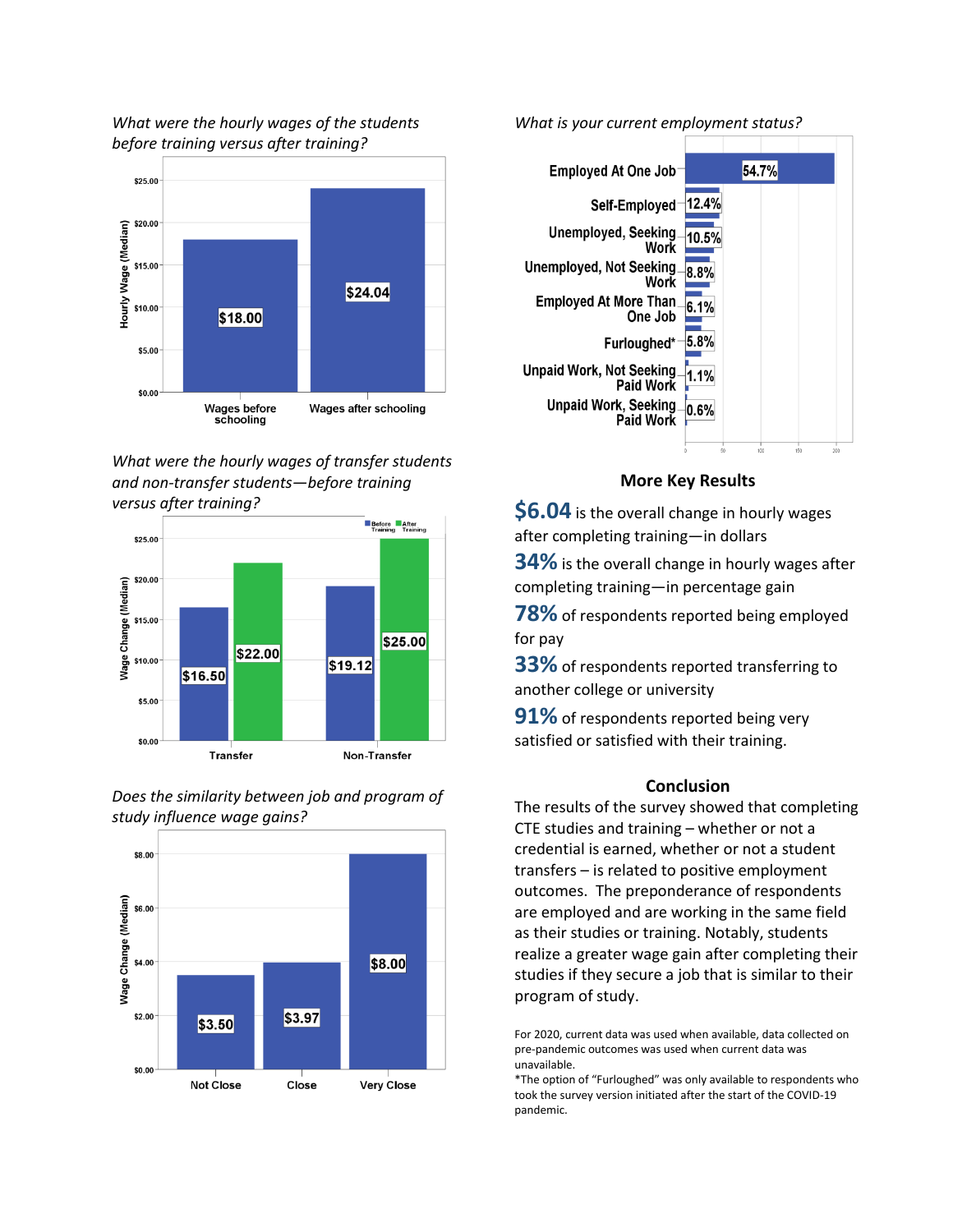*What were the hourly wages of the students before training versus after training?*

Hourly Wage (Median)

$25.00
$20.00
$15.00
$10.00
$5.00
$0.00

$18.00
$24.04

Wages before schooling
Wages after schooling

*What were the hourly wages of transfer students and non-transfer students—before training versus after training?*

Before Training
After Training

Wage Change (Median)

$25.00
$20.00
$15.00
$10.00
$5.00
$0.00

$16.50
$22.00
$19.12
$25.00

Transfer
Non-Transfer

*Does the similarity between job and program of study influence wage gains?*

Wage Change (Median)

$8.00
$6.00
$4.00
$2.00
$0.00

$3.50
$3.97
$8.00

Not Close
Close
Very Close

*What is your current employment status?*

Employed At One Job 54.7%
Self-Employed 12.4%
Unemployed, Seeking Work 10.5%
Unemployed, Not Seeking Work 8.8%
Employed At More Than One Job 6.1%
Furloughed* 5.8%
Unpaid Work, Not Seeking Paid Work 1.1%
Unpaid Work, Seeking Paid Work 0.6%

0
50
100
150
200

## More Key Results

**$6.04** is the overall change in hourly wages after completing training—in dollars

**34%** is the overall change in hourly wages after completing training—in percentage gain

**78%** of respondents reported being employed for pay

**33%** of respondents reported transferring to another college or university

**91%** of respondents reported being very satisfied or satisfied with their training.

## Conclusion

The results of the survey showed that completing CTE studies and training – whether or not a credential is earned, whether or not a student transfers – is related to positive employment outcomes. The preponderance of respondents are employed and are working in the same field as their studies or training. Notably, students realize a greater wage gain after completing their studies if they secure a job that is similar to their program of study.

For 2020, current data was used when available, data collected on pre-pandemic outcomes was used when current data was unavailable.

*The option of "Furloughed" was only available to respondents who took the survey version initiated after the start of the COVID-19 pandemic.